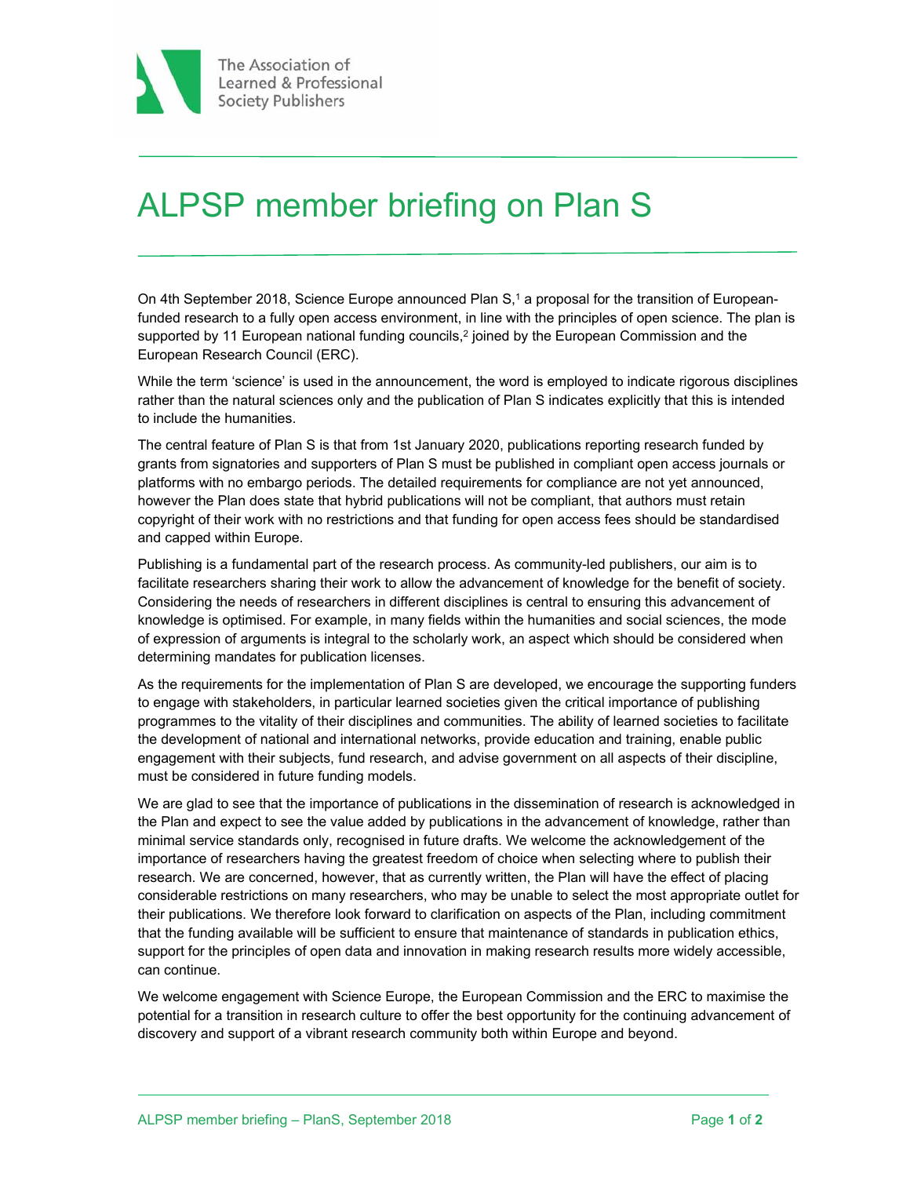The Association of Learned & Professional Society Publishers

# ALPSP member briefing on Plan S

On 4th September 2018, Science Europe announced Plan S,[1] a proposal for the transition of European-funded research to a fully open access environment, in line with the principles of open science. The plan is supported by 11 European national funding councils,[2] joined by the European Commission and the European Research Council (ERC).

While the term 'science' is used in the announcement, the word is employed to indicate rigorous disciplines rather than the natural sciences only and the publication of Plan S indicates explicitly that this is intended to include the humanities.

The central feature of Plan S is that from 1st January 2020, publications reporting research funded by grants from signatories and supporters of Plan S must be published in compliant open access journals or platforms with no embargo periods. The detailed requirements for compliance are not yet announced, however the Plan does state that hybrid publications will not be compliant, that authors must retain copyright of their work with no restrictions and that funding for open access fees should be standardised and capped within Europe.

Publishing is a fundamental part of the research process. As community-led publishers, our aim is to facilitate researchers sharing their work to allow the advancement of knowledge for the benefit of society. Considering the needs of researchers in different disciplines is central to ensuring this advancement of knowledge is optimised. For example, in many fields within the humanities and social sciences, the mode of expression of arguments is integral to the scholarly work, an aspect which should be considered when determining mandates for publication licenses.

As the requirements for the implementation of Plan S are developed, we encourage the supporting funders to engage with stakeholders, in particular learned societies given the critical importance of publishing programmes to the vitality of their disciplines and communities. The ability of learned societies to facilitate the development of national and international networks, provide education and training, enable public engagement with their subjects, fund research, and advise government on all aspects of their discipline, must be considered in future funding models.

We are glad to see that the importance of publications in the dissemination of research is acknowledged in the Plan and expect to see the value added by publications in the advancement of knowledge, rather than minimal service standards only, recognised in future drafts. We welcome the acknowledgement of the importance of researchers having the greatest freedom of choice when selecting where to publish their research. We are concerned, however, that as currently written, the Plan will have the effect of placing considerable restrictions on many researchers, who may be unable to select the most appropriate outlet for their publications. We therefore look forward to clarification on aspects of the Plan, including commitment that the funding available will be sufficient to ensure that maintenance of standards in publication ethics, support for the principles of open data and innovation in making research results more widely accessible, can continue.

We welcome engagement with Science Europe, the European Commission and the ERC to maximise the potential for a transition in research culture to offer the best opportunity for the continuing advancement of discovery and support of a vibrant research community both within Europe and beyond.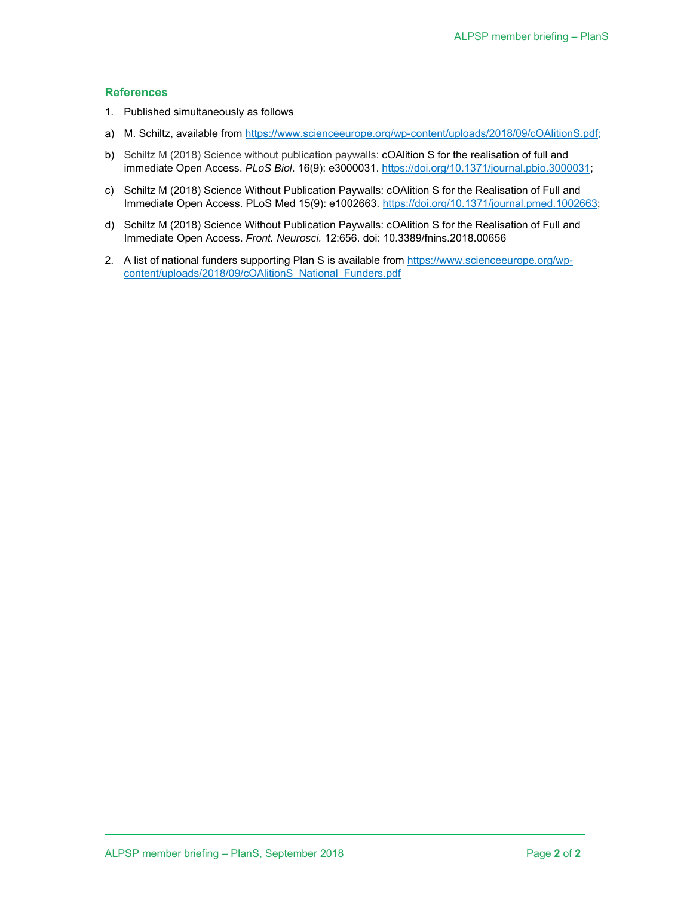## References

1. Published simultaneously as follows

a) M. Schiltz, available from https://www.scienceeurope.org/wp-content/uploads/2018/09/cOAlitionS.pdf;

b) Schiltz M (2018) Science without publication paywalls: cOAlition S for the realisation of full and immediate Open Access. *PLoS Biol*. 16(9): e3000031. https://doi.org/10.1371/journal.pbio.3000031;

c) Schiltz M (2018) Science Without Publication Paywalls: cOAlition S for the Realisation of Full and Immediate Open Access. PLoS Med 15(9): e1002663. https://doi.org/10.1371/journal.pmed.1002663;

d) Schiltz M (2018) Science Without Publication Paywalls: cOAlition S for the Realisation of Full and Immediate Open Access. *Front. Neurosci.* 12:656. doi: 10.3389/fnins.2018.00656

2. A list of national funders supporting Plan S is available from https://www.scienceeurope.org/wp-content/uploads/2018/09/cOAlitionS_National_Funders.pdf